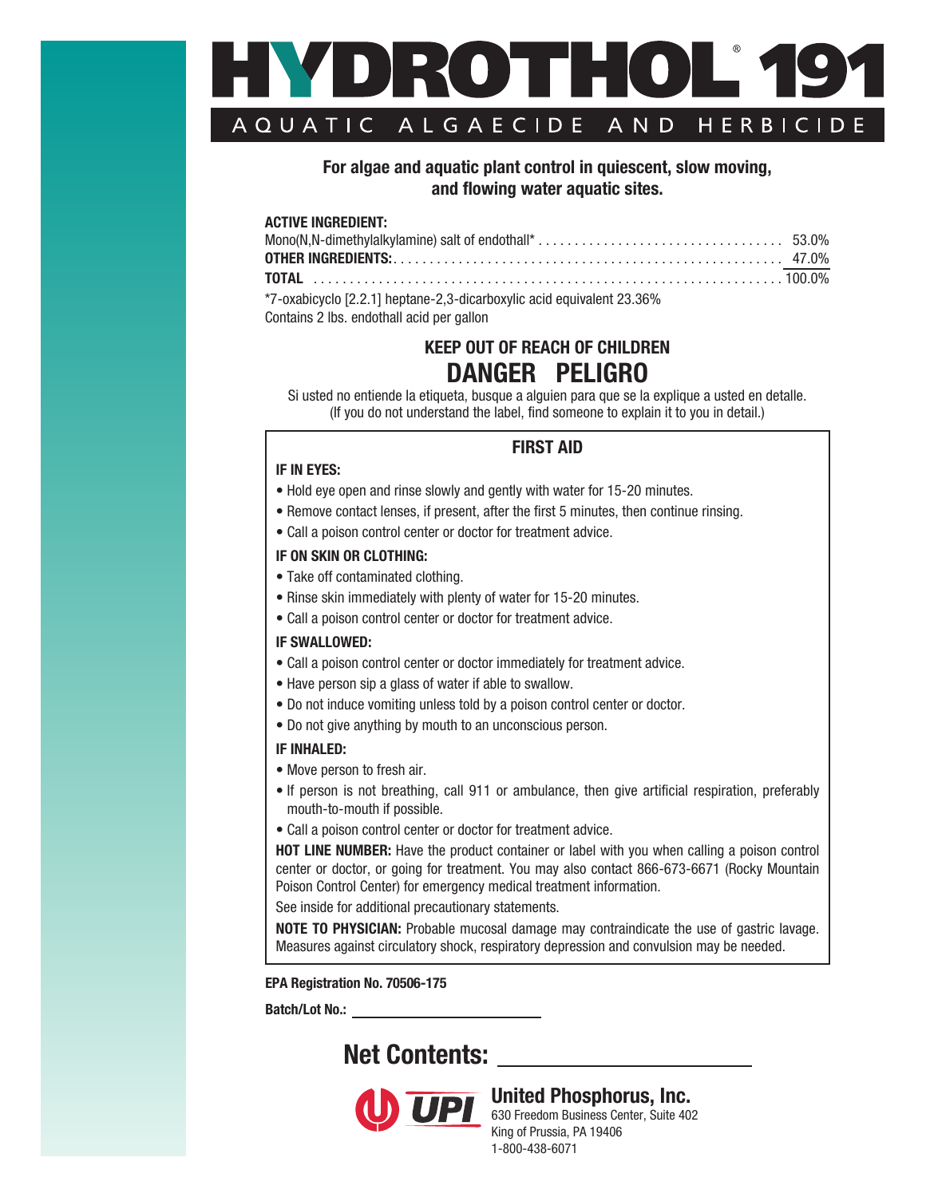# HYDROTHOL® 191

## AQUATIC ALGAECIDE AND HERBICIDE

**For algae and aquatic plant control in quiescent, slow moving, and flowing water aquatic sites.**

**ACTIVE INGREDIENT:**

| | |
|---|---|
| Mono(N,N-dimethylalkylamine) salt of endothall* | 53.0% |
| **OTHER INGREDIENTS:** | 47.0% |
| **TOTAL** | 100.0% |

*7-oxabicyclo [2.2.1] heptane-2,3-dicarboxylic acid equivalent 23.36%
Contains 2 lbs. endothall acid per gallon

**KEEP OUT OF REACH OF CHILDREN**

**DANGER PELIGRO**

Si usted no entiende la etiqueta, busque a alguien para que se la explique a usted en detalle.
(If you do not understand the label, find someone to explain it to you in detail.)

### FIRST AID

**IF IN EYES:**

- Hold eye open and rinse slowly and gently with water for 15-20 minutes.
- Remove contact lenses, if present, after the first 5 minutes, then continue rinsing.
- Call a poison control center or doctor for treatment advice.

**IF ON SKIN OR CLOTHING:**

- Take off contaminated clothing.
- Rinse skin immediately with plenty of water for 15-20 minutes.
- Call a poison control center or doctor for treatment advice.

**IF SWALLOWED:**

- Call a poison control center or doctor immediately for treatment advice.
- Have person sip a glass of water if able to swallow.
- Do not induce vomiting unless told by a poison control center or doctor.
- Do not give anything by mouth to an unconscious person.

**IF INHALED:**

- Move person to fresh air.
- If person is not breathing, call 911 or ambulance, then give artificial respiration, preferably mouth-to-mouth if possible.
- Call a poison control center or doctor for treatment advice.

**HOT LINE NUMBER:** Have the product container or label with you when calling a poison control center or doctor, or going for treatment. You may also contact 866-673-6671 (Rocky Mountain Poison Control Center) for emergency medical treatment information.

See inside for additional precautionary statements.

**NOTE TO PHYSICIAN:** Probable mucosal damage may contraindicate the use of gastric lavage. Measures against circulatory shock, respiratory depression and convulsion may be needed.

**EPA Registration No. 70506-175**

**Batch/Lot No.:** ____________________

## Net Contents: ____________________

**United Phosphorus, Inc.**
630 Freedom Business Center, Suite 402
King of Prussia, PA 19406
1-800-438-6071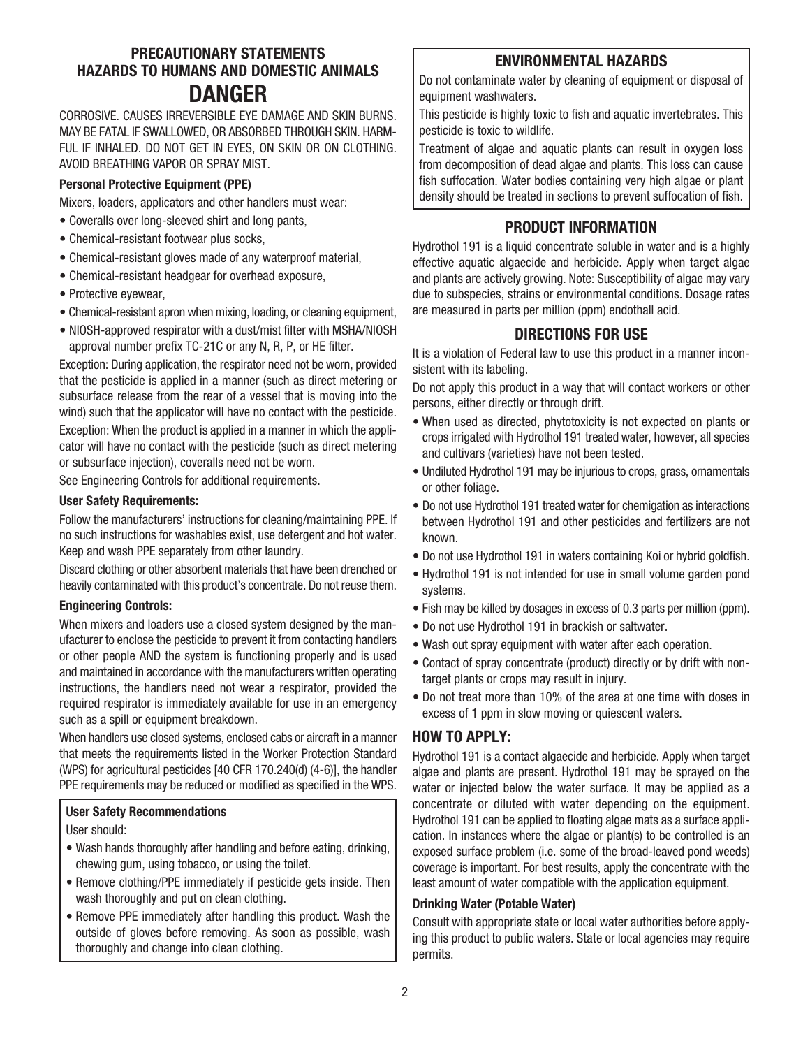## PRECAUTIONARY STATEMENTS
## HAZARDS TO HUMANS AND DOMESTIC ANIMALS
# DANGER

CORROSIVE. CAUSES IRREVERSIBLE EYE DAMAGE AND SKIN BURNS. MAY BE FATAL IF SWALLOWED, OR ABSORBED THROUGH SKIN. HARMFUL IF INHALED. DO NOT GET IN EYES, ON SKIN OR ON CLOTHING. AVOID BREATHING VAPOR OR SPRAY MIST.

#### Personal Protective Equipment (PPE)

Mixers, loaders, applicators and other handlers must wear:

- Coveralls over long-sleeved shirt and long pants,
- Chemical-resistant footwear plus socks,
- Chemical-resistant gloves made of any waterproof material,
- Chemical-resistant headgear for overhead exposure,
- Protective eyewear,
- Chemical-resistant apron when mixing, loading, or cleaning equipment,
- NIOSH-approved respirator with a dust/mist filter with MSHA/NIOSH approval number prefix TC-21C or any N, R, P, or HE filter.

Exception: During application, the respirator need not be worn, provided that the pesticide is applied in a manner (such as direct metering or subsurface release from the rear of a vessel that is moving into the wind) such that the applicator will have no contact with the pesticide.

Exception: When the product is applied in a manner in which the applicator will have no contact with the pesticide (such as direct metering or subsurface injection), coveralls need not be worn.

See Engineering Controls for additional requirements.

#### User Safety Requirements:

Follow the manufacturers' instructions for cleaning/maintaining PPE. If no such instructions for washables exist, use detergent and hot water. Keep and wash PPE separately from other laundry.

Discard clothing or other absorbent materials that have been drenched or heavily contaminated with this product's concentrate. Do not reuse them.

#### Engineering Controls:

When mixers and loaders use a closed system designed by the manufacturer to enclose the pesticide to prevent it from contacting handlers or other people AND the system is functioning properly and is used and maintained in accordance with the manufacturers written operating instructions, the handlers need not wear a respirator, provided the required respirator is immediately available for use in an emergency such as a spill or equipment breakdown.

When handlers use closed systems, enclosed cabs or aircraft in a manner that meets the requirements listed in the Worker Protection Standard (WPS) for agricultural pesticides [40 CFR 170.240(d) (4-6)], the handler PPE requirements may be reduced or modified as specified in the WPS.

#### User Safety Recommendations

User should:

- Wash hands thoroughly after handling and before eating, drinking, chewing gum, using tobacco, or using the toilet.
- Remove clothing/PPE immediately if pesticide gets inside. Then wash thoroughly and put on clean clothing.
- Remove PPE immediately after handling this product. Wash the outside of gloves before removing. As soon as possible, wash thoroughly and change into clean clothing.

## ENVIRONMENTAL HAZARDS

Do not contaminate water by cleaning of equipment or disposal of equipment washwaters.

This pesticide is highly toxic to fish and aquatic invertebrates. This pesticide is toxic to wildlife.

Treatment of algae and aquatic plants can result in oxygen loss from decomposition of dead algae and plants. This loss can cause fish suffocation. Water bodies containing very high algae or plant density should be treated in sections to prevent suffocation of fish.

## PRODUCT INFORMATION

Hydrothol 191 is a liquid concentrate soluble in water and is a highly effective aquatic algaecide and herbicide. Apply when target algae and plants are actively growing. Note: Susceptibility of algae may vary due to subspecies, strains or environmental conditions. Dosage rates are measured in parts per million (ppm) endothall acid.

## DIRECTIONS FOR USE

It is a violation of Federal law to use this product in a manner inconsistent with its labeling.

Do not apply this product in a way that will contact workers or other persons, either directly or through drift.

- When used as directed, phytotoxicity is not expected on plants or crops irrigated with Hydrothol 191 treated water, however, all species and cultivars (varieties) have not been tested.
- Undiluted Hydrothol 191 may be injurious to crops, grass, ornamentals or other foliage.
- Do not use Hydrothol 191 treated water for chemigation as interactions between Hydrothol 191 and other pesticides and fertilizers are not known.
- Do not use Hydrothol 191 in waters containing Koi or hybrid goldfish.
- Hydrothol 191 is not intended for use in small volume garden pond systems.
- Fish may be killed by dosages in excess of 0.3 parts per million (ppm).
- Do not use Hydrothol 191 in brackish or saltwater.
- Wash out spray equipment with water after each operation.
- Contact of spray concentrate (product) directly or by drift with non-target plants or crops may result in injury.
- Do not treat more than 10% of the area at one time with doses in excess of 1 ppm in slow moving or quiescent waters.

## HOW TO APPLY:

Hydrothol 191 is a contact algaecide and herbicide. Apply when target algae and plants are present. Hydrothol 191 may be sprayed on the water or injected below the water surface. It may be applied as a concentrate or diluted with water depending on the equipment. Hydrothol 191 can be applied to floating algae mats as a surface application. In instances where the algae or plant(s) to be controlled is an exposed surface problem (i.e. some of the broad-leaved pond weeds) coverage is important. For best results, apply the concentrate with the least amount of water compatible with the application equipment.

#### Drinking Water (Potable Water)

Consult with appropriate state or local water authorities before applying this product to public waters. State or local agencies may require permits.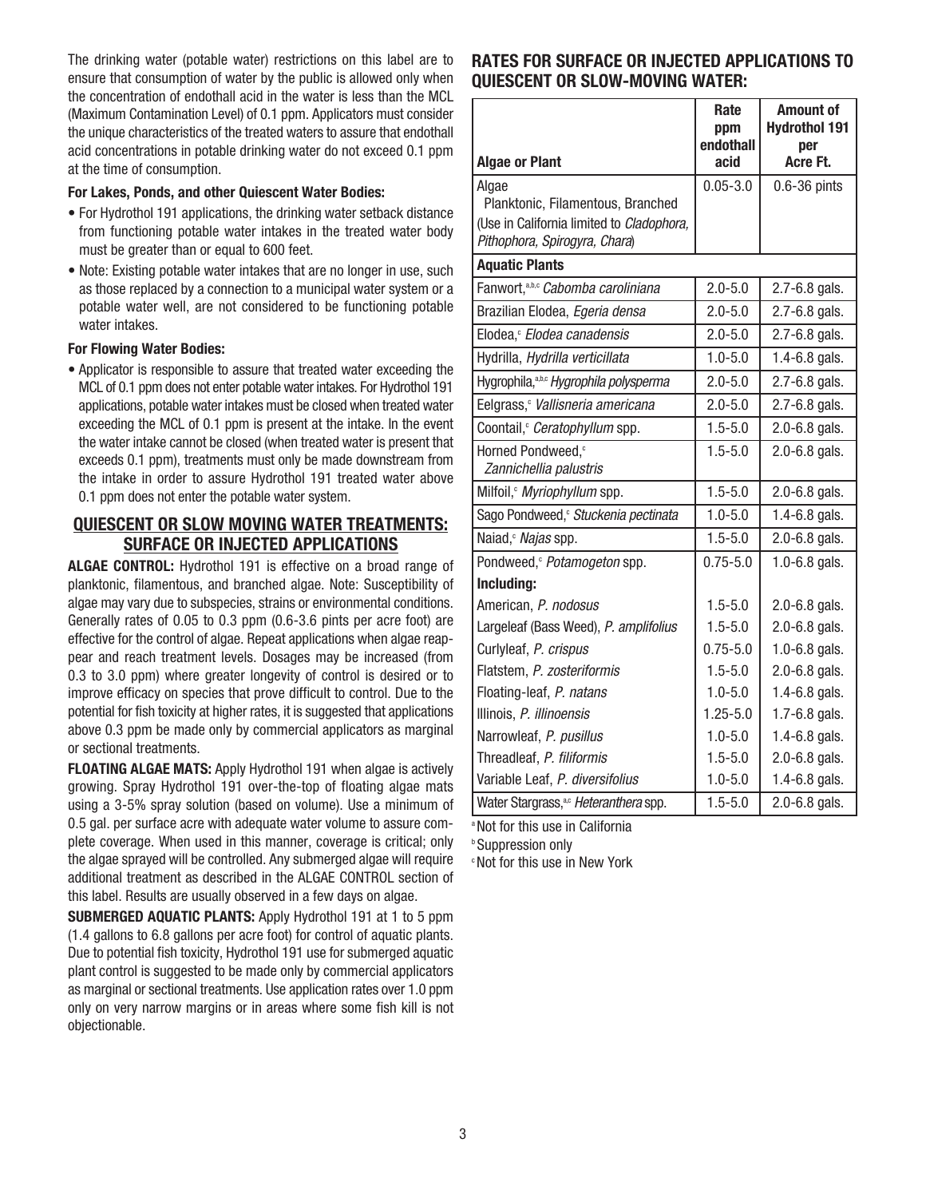The drinking water (potable water) restrictions on this label are to ensure that consumption of water by the public is allowed only when the concentration of endothall acid in the water is less than the MCL (Maximum Contamination Level) of 0.1 ppm. Applicators must consider the unique characteristics of the treated waters to assure that endothall acid concentrations in potable drinking water do not exceed 0.1 ppm at the time of consumption.

**For Lakes, Ponds, and other Quiescent Water Bodies:**

- For Hydrothol 191 applications, the drinking water setback distance from functioning potable water intakes in the treated water body must be greater than or equal to 600 feet.
- Note: Existing potable water intakes that are no longer in use, such as those replaced by a connection to a municipal water system or a potable water well, are not considered to be functioning potable water intakes.

**For Flowing Water Bodies:**

- Applicator is responsible to assure that treated water exceeding the MCL of 0.1 ppm does not enter potable water intakes. For Hydrothol 191 applications, potable water intakes must be closed when treated water exceeding the MCL of 0.1 ppm is present at the intake. In the event the water intake cannot be closed (when treated water is present that exceeds 0.1 ppm), treatments must only be made downstream from the intake in order to assure Hydrothol 191 treated water above 0.1 ppm does not enter the potable water system.

## QUIESCENT OR SLOW MOVING WATER TREATMENTS: SURFACE OR INJECTED APPLICATIONS

**ALGAE CONTROL:** Hydrothol 191 is effective on a broad range of planktonic, filamentous, and branched algae. Note: Susceptibility of algae may vary due to subspecies, strains or environmental conditions. Generally rates of 0.05 to 0.3 ppm (0.6-3.6 pints per acre foot) are effective for the control of algae. Repeat applications when algae reappear and reach treatment levels. Dosages may be increased (from 0.3 to 3.0 ppm) where greater longevity of control is desired or to improve efficacy on species that prove difficult to control. Due to the potential for fish toxicity at higher rates, it is suggested that applications above 0.3 ppm be made only by commercial applicators as marginal or sectional treatments.

**FLOATING ALGAE MATS:** Apply Hydrothol 191 when algae is actively growing. Spray Hydrothol 191 over-the-top of floating algae mats using a 3-5% spray solution (based on volume). Use a minimum of 0.5 gal. per surface acre with adequate water volume to assure complete coverage. When used in this manner, coverage is critical; only the algae sprayed will be controlled. Any submerged algae will require additional treatment as described in the ALGAE CONTROL section of this label. Results are usually observed in a few days on algae.

**SUBMERGED AQUATIC PLANTS:** Apply Hydrothol 191 at 1 to 5 ppm (1.4 gallons to 6.8 gallons per acre foot) for control of aquatic plants. Due to potential fish toxicity, Hydrothol 191 use for submerged aquatic plant control is suggested to be made only by commercial applicators as marginal or sectional treatments. Use application rates over 1.0 ppm only on very narrow margins or in areas where some fish kill is not objectionable.

## RATES FOR SURFACE OR INJECTED APPLICATIONS TO QUIESCENT OR SLOW-MOVING WATER:

| Algae or Plant | Rate ppm endothall acid | Amount of Hydrothol 191 per Acre Ft. |
|---|---|---|
| Algae<br>Planktonic, Filamentous, Branched<br>(Use in California limited to *Cladophora, Pithophora, Spirogyra, Chara*) | 0.05-3.0 | 0.6-36 pints |
| **Aquatic Plants** | | |
| Fanwort,[a,b,c] *Cabomba caroliniana* | 2.0-5.0 | 2.7-6.8 gals. |
| Brazilian Elodea, *Egeria densa* | 2.0-5.0 | 2.7-6.8 gals. |
| Elodea,[c] *Elodea canadensis* | 2.0-5.0 | 2.7-6.8 gals. |
| Hydrilla, *Hydrilla verticillata* | 1.0-5.0 | 1.4-6.8 gals. |
| Hygrophila,[a,b,c] *Hygrophila polysperma* | 2.0-5.0 | 2.7-6.8 gals. |
| Eelgrass,[c] *Vallisneria americana* | 2.0-5.0 | 2.7-6.8 gals. |
| Coontail,[c] *Ceratophyllum* spp. | 1.5-5.0 | 2.0-6.8 gals. |
| Horned Pondweed,[c] *Zannichellia palustris* | 1.5-5.0 | 2.0-6.8 gals. |
| Milfoil,[c] *Myriophyllum* spp. | 1.5-5.0 | 2.0-6.8 gals. |
| Sago Pondweed,[c] *Stuckenia pectinata* | 1.0-5.0 | 1.4-6.8 gals. |
| Naiad,[c] *Najas* spp. | 1.5-5.0 | 2.0-6.8 gals. |
| Pondweed,[c] *Potamogeton* spp. | 0.75-5.0 | 1.0-6.8 gals. |
| **Including:** | | |
| American, *P. nodosus* | 1.5-5.0 | 2.0-6.8 gals. |
| Largeleaf (Bass Weed), *P. amplifolius* | 1.5-5.0 | 2.0-6.8 gals. |
| Curlyleaf, *P. crispus* | 0.75-5.0 | 1.0-6.8 gals. |
| Flatstem, *P. zosteriformis* | 1.5-5.0 | 2.0-6.8 gals. |
| Floating-leaf, *P. natans* | 1.0-5.0 | 1.4-6.8 gals. |
| Illinois, *P. illinoensis* | 1.25-5.0 | 1.7-6.8 gals. |
| Narrowleaf, *P. pusillus* | 1.0-5.0 | 1.4-6.8 gals. |
| Threadleaf, *P. filiformis* | 1.5-5.0 | 2.0-6.8 gals. |
| Variable Leaf, *P. diversifolius* | 1.0-5.0 | 1.4-6.8 gals. |
| Water Stargrass,[a,c] *Heteranthera* spp. | 1.5-5.0 | 2.0-6.8 gals. |

[a] Not for this use in California

[b] Suppression only

[c] Not for this use in New York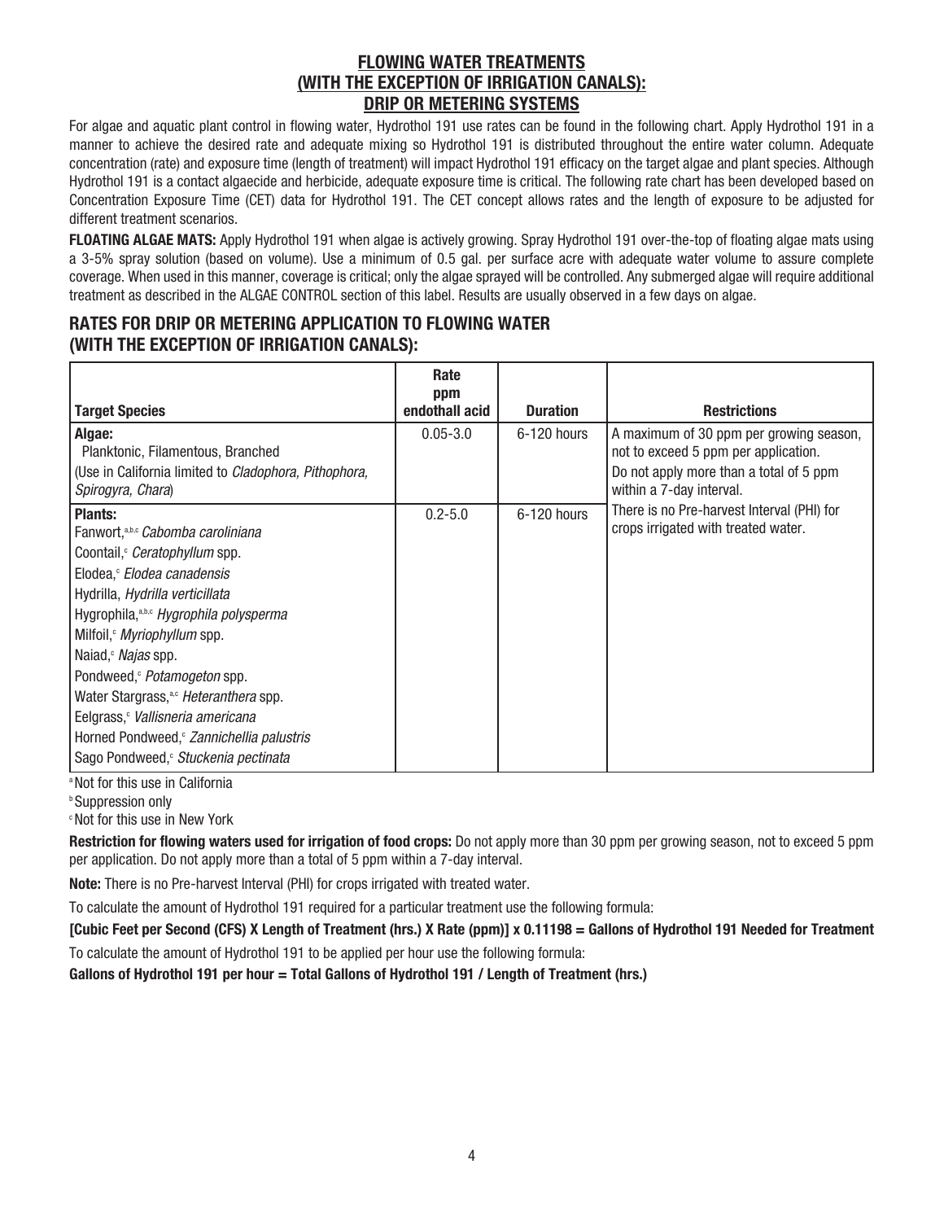## FLOWING WATER TREATMENTS (WITH THE EXCEPTION OF IRRIGATION CANALS): DRIP OR METERING SYSTEMS

For algae and aquatic plant control in flowing water, Hydrothol 191 use rates can be found in the following chart. Apply Hydrothol 191 in a manner to achieve the desired rate and adequate mixing so Hydrothol 191 is distributed throughout the entire water column. Adequate concentration (rate) and exposure time (length of treatment) will impact Hydrothol 191 efficacy on the target algae and plant species. Although Hydrothol 191 is a contact algaecide and herbicide, adequate exposure time is critical. The following rate chart has been developed based on Concentration Exposure Time (CET) data for Hydrothol 191. The CET concept allows rates and the length of exposure to be adjusted for different treatment scenarios.

**FLOATING ALGAE MATS:** Apply Hydrothol 191 when algae is actively growing. Spray Hydrothol 191 over-the-top of floating algae mats using a 3-5% spray solution (based on volume). Use a minimum of 0.5 gal. per surface acre with adequate water volume to assure complete coverage. When used in this manner, coverage is critical; only the algae sprayed will be controlled. Any submerged algae will require additional treatment as described in the ALGAE CONTROL section of this label. Results are usually observed in a few days on algae.

## RATES FOR DRIP OR METERING APPLICATION TO FLOWING WATER (WITH THE EXCEPTION OF IRRIGATION CANALS):

| Target Species | Rate ppm endothall acid | Duration | Restrictions |
|---|---|---|---|
| **Algae:** Planktonic, Filamentous, Branched (Use in California limited to *Cladophora, Pithophora, Spirogyra, Chara*) | 0.05-3.0 | 6-120 hours | A maximum of 30 ppm per growing season, not to exceed 5 ppm per application. Do not apply more than a total of 5 ppm within a 7-day interval. |
| **Plants:** Fanwort,[a,b,c] *Cabomba caroliniana*; Coontail,[c] *Ceratophyllum* spp.; Elodea,[c] *Elodea canadensis*; Hydrilla, *Hydrilla verticillata*; Hygrophila,[a,b,c] *Hygrophila polysperma*; Milfoil,[c] *Myriophyllum* spp.; Naiad,[c] *Najas* spp.; Pondweed,[c] *Potamogeton* spp.; Water Stargrass,[a,c] *Heteranthera* spp.; Eelgrass,[c] *Vallisneria americana*; Horned Pondweed,[c] *Zannichellia palustris*; Sago Pondweed,[c] *Stuckenia pectinata* | 0.2-5.0 | 6-120 hours | There is no Pre-harvest Interval (PHI) for crops irrigated with treated water. |

[a] Not for this use in California

[b] Suppression only

[c] Not for this use in New York

**Restriction for flowing waters used for irrigation of food crops:** Do not apply more than 30 ppm per growing season, not to exceed 5 ppm per application. Do not apply more than a total of 5 ppm within a 7-day interval.

**Note:** There is no Pre-harvest Interval (PHI) for crops irrigated with treated water.

To calculate the amount of Hydrothol 191 required for a particular treatment use the following formula:

**[Cubic Feet per Second (CFS) X Length of Treatment (hrs.) X Rate (ppm)] x 0.11198 = Gallons of Hydrothol 191 Needed for Treatment**

To calculate the amount of Hydrothol 191 to be applied per hour use the following formula:

**Gallons of Hydrothol 191 per hour = Total Gallons of Hydrothol 191 / Length of Treatment (hrs.)**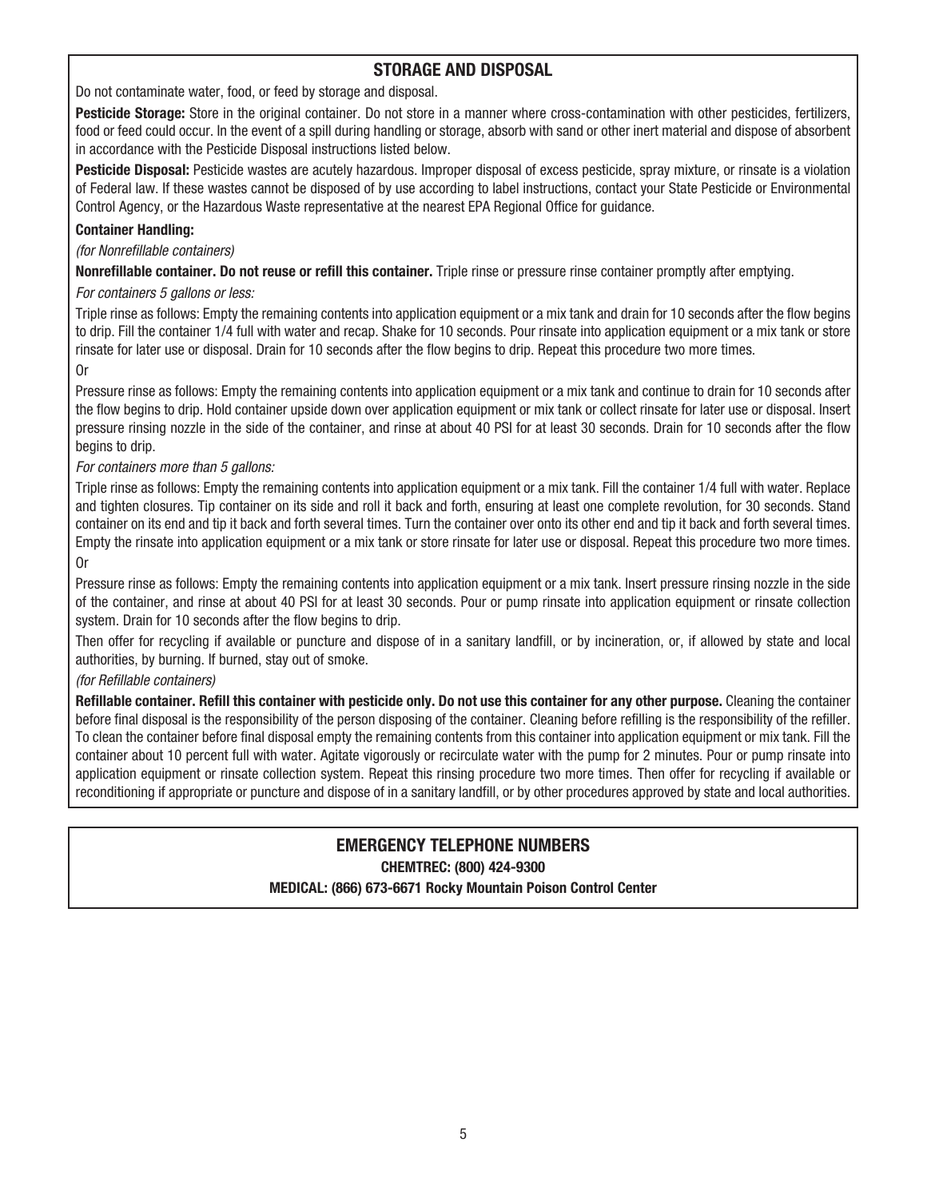## STORAGE AND DISPOSAL

Do not contaminate water, food, or feed by storage and disposal.

**Pesticide Storage:** Store in the original container. Do not store in a manner where cross-contamination with other pesticides, fertilizers, food or feed could occur. In the event of a spill during handling or storage, absorb with sand or other inert material and dispose of absorbent in accordance with the Pesticide Disposal instructions listed below.

**Pesticide Disposal:** Pesticide wastes are acutely hazardous. Improper disposal of excess pesticide, spray mixture, or rinsate is a violation of Federal law. If these wastes cannot be disposed of by use according to label instructions, contact your State Pesticide or Environmental Control Agency, or the Hazardous Waste representative at the nearest EPA Regional Office for guidance.

**Container Handling:**

*(for Nonrefillable containers)*

**Nonrefillable container. Do not reuse or refill this container.** Triple rinse or pressure rinse container promptly after emptying.

*For containers 5 gallons or less:*

Triple rinse as follows: Empty the remaining contents into application equipment or a mix tank and drain for 10 seconds after the flow begins to drip. Fill the container 1/4 full with water and recap. Shake for 10 seconds. Pour rinsate into application equipment or a mix tank or store rinsate for later use or disposal. Drain for 10 seconds after the flow begins to drip. Repeat this procedure two more times.

Or

Pressure rinse as follows: Empty the remaining contents into application equipment or a mix tank and continue to drain for 10 seconds after the flow begins to drip. Hold container upside down over application equipment or mix tank or collect rinsate for later use or disposal. Insert pressure rinsing nozzle in the side of the container, and rinse at about 40 PSI for at least 30 seconds. Drain for 10 seconds after the flow begins to drip.

*For containers more than 5 gallons:*

Triple rinse as follows: Empty the remaining contents into application equipment or a mix tank. Fill the container 1/4 full with water. Replace and tighten closures. Tip container on its side and roll it back and forth, ensuring at least one complete revolution, for 30 seconds. Stand container on its end and tip it back and forth several times. Turn the container over onto its other end and tip it back and forth several times. Empty the rinsate into application equipment or a mix tank or store rinsate for later use or disposal. Repeat this procedure two more times.

Or

Pressure rinse as follows: Empty the remaining contents into application equipment or a mix tank. Insert pressure rinsing nozzle in the side of the container, and rinse at about 40 PSI for at least 30 seconds. Pour or pump rinsate into application equipment or rinsate collection system. Drain for 10 seconds after the flow begins to drip.

Then offer for recycling if available or puncture and dispose of in a sanitary landfill, or by incineration, or, if allowed by state and local authorities, by burning. If burned, stay out of smoke.

*(for Refillable containers)*

**Refillable container. Refill this container with pesticide only. Do not use this container for any other purpose.** Cleaning the container before final disposal is the responsibility of the person disposing of the container. Cleaning before refilling is the responsibility of the refiller. To clean the container before final disposal empty the remaining contents from this container into application equipment or mix tank. Fill the container about 10 percent full with water. Agitate vigorously or recirculate water with the pump for 2 minutes. Pour or pump rinsate into application equipment or rinsate collection system. Repeat this rinsing procedure two more times. Then offer for recycling if available or reconditioning if appropriate or puncture and dispose of in a sanitary landfill, or by other procedures approved by state and local authorities.

## EMERGENCY TELEPHONE NUMBERS

**CHEMTREC: (800) 424-9300**

**MEDICAL: (866) 673-6671 Rocky Mountain Poison Control Center**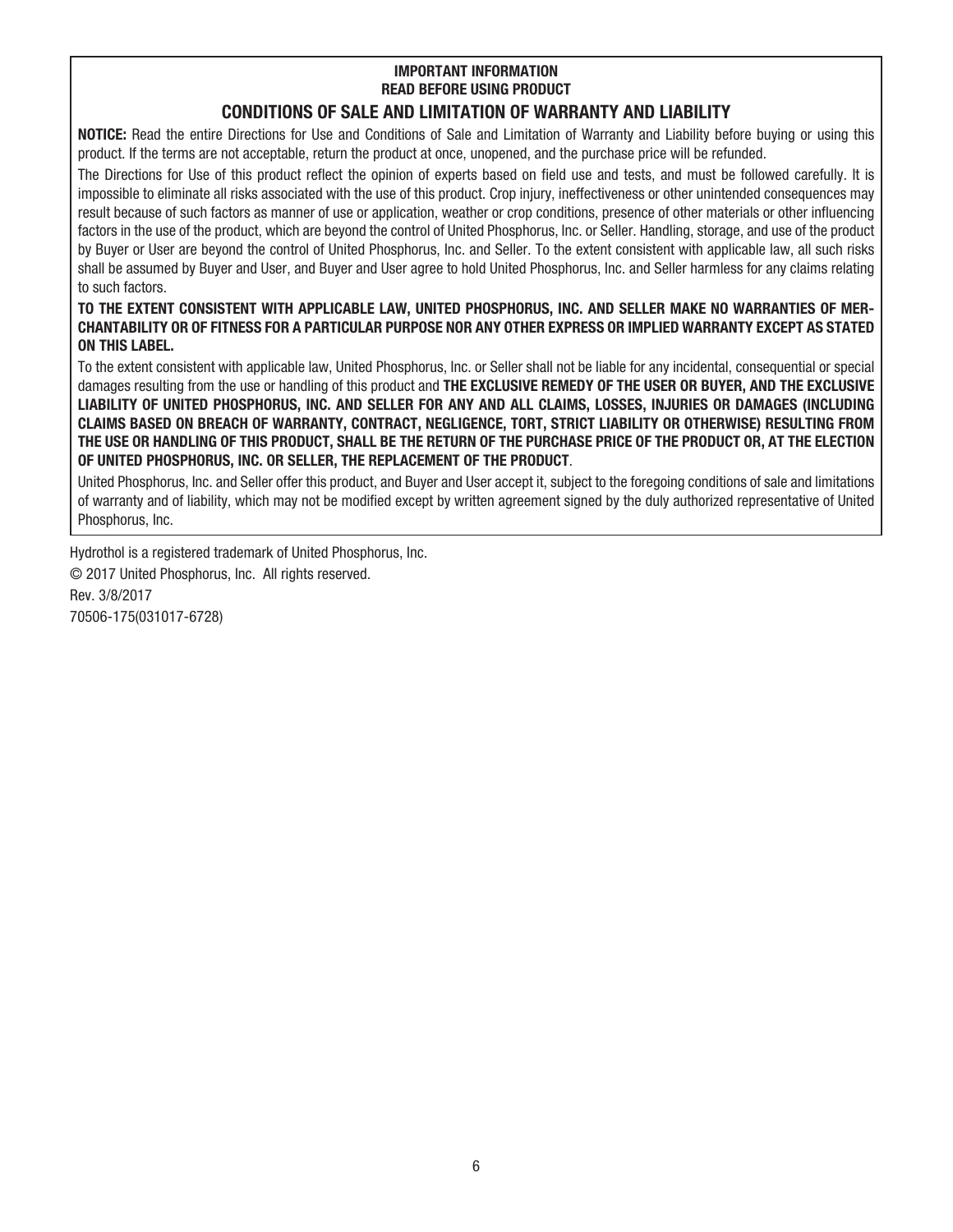**IMPORTANT INFORMATION**
**READ BEFORE USING PRODUCT**

## CONDITIONS OF SALE AND LIMITATION OF WARRANTY AND LIABILITY

**NOTICE:** Read the entire Directions for Use and Conditions of Sale and Limitation of Warranty and Liability before buying or using this product. If the terms are not acceptable, return the product at once, unopened, and the purchase price will be refunded.

The Directions for Use of this product reflect the opinion of experts based on field use and tests, and must be followed carefully. It is impossible to eliminate all risks associated with the use of this product. Crop injury, ineffectiveness or other unintended consequences may result because of such factors as manner of use or application, weather or crop conditions, presence of other materials or other influencing factors in the use of the product, which are beyond the control of United Phosphorus, Inc. or Seller. Handling, storage, and use of the product by Buyer or User are beyond the control of United Phosphorus, Inc. and Seller. To the extent consistent with applicable law, all such risks shall be assumed by Buyer and User, and Buyer and User agree to hold United Phosphorus, Inc. and Seller harmless for any claims relating to such factors.

**TO THE EXTENT CONSISTENT WITH APPLICABLE LAW, UNITED PHOSPHORUS, INC. AND SELLER MAKE NO WARRANTIES OF MERCHANTABILITY OR OF FITNESS FOR A PARTICULAR PURPOSE NOR ANY OTHER EXPRESS OR IMPLIED WARRANTY EXCEPT AS STATED ON THIS LABEL.**

To the extent consistent with applicable law, United Phosphorus, Inc. or Seller shall not be liable for any incidental, consequential or special damages resulting from the use or handling of this product and **THE EXCLUSIVE REMEDY OF THE USER OR BUYER, AND THE EXCLUSIVE LIABILITY OF UNITED PHOSPHORUS, INC. AND SELLER FOR ANY AND ALL CLAIMS, LOSSES, INJURIES OR DAMAGES (INCLUDING CLAIMS BASED ON BREACH OF WARRANTY, CONTRACT, NEGLIGENCE, TORT, STRICT LIABILITY OR OTHERWISE) RESULTING FROM THE USE OR HANDLING OF THIS PRODUCT, SHALL BE THE RETURN OF THE PURCHASE PRICE OF THE PRODUCT OR, AT THE ELECTION OF UNITED PHOSPHORUS, INC. OR SELLER, THE REPLACEMENT OF THE PRODUCT**.

United Phosphorus, Inc. and Seller offer this product, and Buyer and User accept it, subject to the foregoing conditions of sale and limitations of warranty and of liability, which may not be modified except by written agreement signed by the duly authorized representative of United Phosphorus, Inc.

Hydrothol is a registered trademark of United Phosphorus, Inc.

© 2017 United Phosphorus, Inc. All rights reserved.

Rev. 3/8/2017

70506-175(031017-6728)